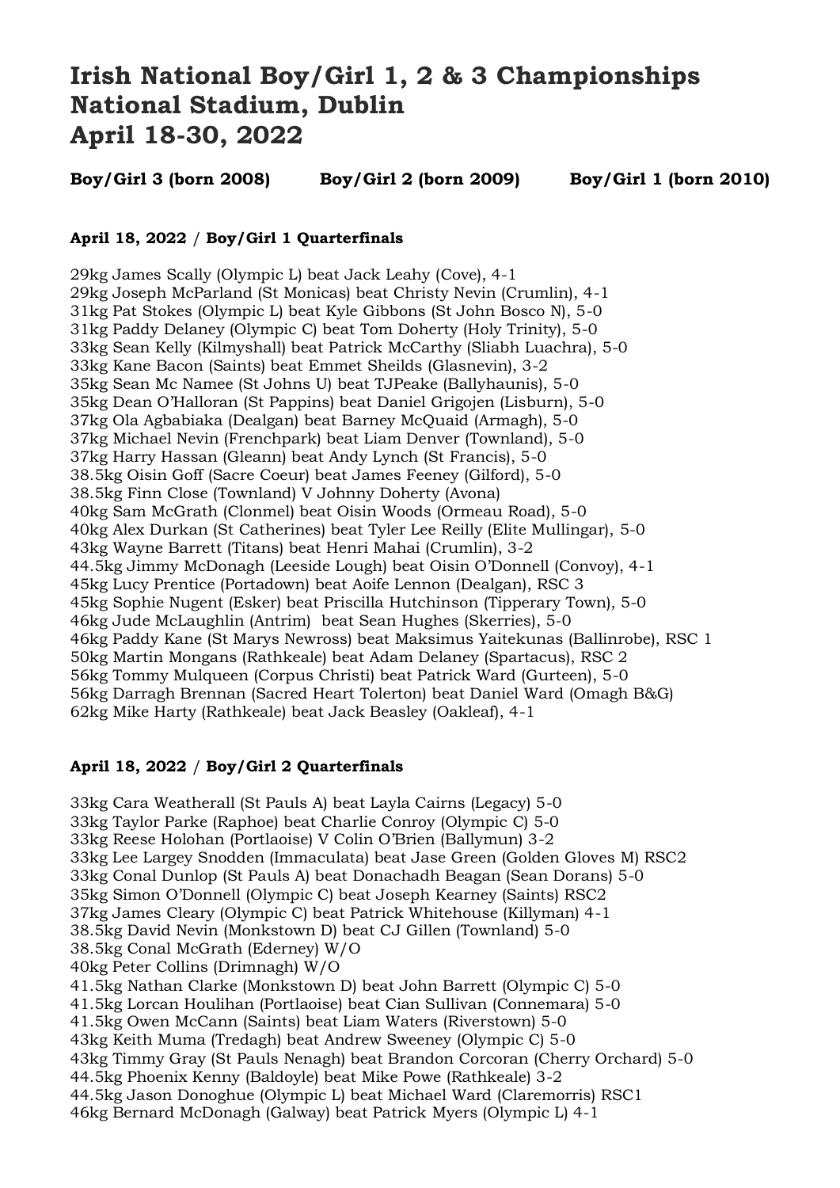# Irish National Boy/Girl 1, 2 & 3 Championships
# National Stadium, Dublin
# April 18-30, 2022

**Boy/Girl 3 (born 2008)** **Boy/Girl 2 (born 2009)** **Boy/Girl 1 (born 2010)**

### April 18, 2022 / Boy/Girl 1 Quarterfinals

29kg James Scally (Olympic L) beat Jack Leahy (Cove), 4-1
29kg Joseph McParland (St Monicas) beat Christy Nevin (Crumlin), 4-1
31kg Pat Stokes (Olympic L) beat Kyle Gibbons (St John Bosco N), 5-0
31kg Paddy Delaney (Olympic C) beat Tom Doherty (Holy Trinity), 5-0
33kg Sean Kelly (Kilmyshall) beat Patrick McCarthy (Sliabh Luachra), 5-0
33kg Kane Bacon (Saints) beat Emmet Sheilds (Glasnevin), 3-2
35kg Sean Mc Namee (St Johns U) beat TJPeake (Ballyhaunis), 5-0
35kg Dean O'Halloran (St Pappins) beat Daniel Grigojen (Lisburn), 5-0
37kg Ola Agbabiaka (Dealgan) beat Barney McQuaid (Armagh), 5-0
37kg Michael Nevin (Frenchpark) beat Liam Denver (Townland), 5-0
37kg Harry Hassan (Gleann) beat Andy Lynch (St Francis), 5-0
38.5kg Oisin Goff (Sacre Coeur) beat James Feeney (Gilford), 5-0
38.5kg Finn Close (Townland) V Johnny Doherty (Avona)
40kg Sam McGrath (Clonmel) beat Oisin Woods (Ormeau Road), 5-0
40kg Alex Durkan (St Catherines) beat Tyler Lee Reilly (Elite Mullingar), 5-0
43kg Wayne Barrett (Titans) beat Henri Mahai (Crumlin), 3-2
44.5kg Jimmy McDonagh (Leeside Lough) beat Oisin O'Donnell (Convoy), 4-1
45kg Lucy Prentice (Portadown) beat Aoife Lennon (Dealgan), RSC 3
45kg Sophie Nugent (Esker) beat Priscilla Hutchinson (Tipperary Town), 5-0
46kg Jude McLaughlin (Antrim) beat Sean Hughes (Skerries), 5-0
46kg Paddy Kane (St Marys Newross) beat Maksimus Yaitekunas (Ballinrobe), RSC 1
50kg Martin Mongans (Rathkeale) beat Adam Delaney (Spartacus), RSC 2
56kg Tommy Mulqueen (Corpus Christi) beat Patrick Ward (Gurteen), 5-0
56kg Darragh Brennan (Sacred Heart Tolerton) beat Daniel Ward (Omagh B&G)
62kg Mike Harty (Rathkeale) beat Jack Beasley (Oakleaf), 4-1

### April 18, 2022 / Boy/Girl 2 Quarterfinals

33kg Cara Weatherall (St Pauls A) beat Layla Cairns (Legacy) 5-0
33kg Taylor Parke (Raphoe) beat Charlie Conroy (Olympic C) 5-0
33kg Reese Holohan (Portlaoise) V Colin O'Brien (Ballymun) 3-2
33kg Lee Largey Snodden (Immaculata) beat Jase Green (Golden Gloves M) RSC2
33kg Conal Dunlop (St Pauls A) beat Donachadh Beagan (Sean Dorans) 5-0
35kg Simon O'Donnell (Olympic C) beat Joseph Kearney (Saints) RSC2
37kg James Cleary (Olympic C) beat Patrick Whitehouse (Killyman) 4-1
38.5kg David Nevin (Monkstown D) beat CJ Gillen (Townland) 5-0
38.5kg Conal McGrath (Ederney) W/O
40kg Peter Collins (Drimnagh) W/O
41.5kg Nathan Clarke (Monkstown D) beat John Barrett (Olympic C) 5-0
41.5kg Lorcan Houlihan (Portlaoise) beat Cian Sullivan (Connemara) 5-0
41.5kg Owen McCann (Saints) beat Liam Waters (Riverstown) 5-0
43kg Keith Muma (Tredagh) beat Andrew Sweeney (Olympic C) 5-0
43kg Timmy Gray (St Pauls Nenagh) beat Brandon Corcoran (Cherry Orchard) 5-0
44.5kg Phoenix Kenny (Baldoyle) beat Mike Powe (Rathkeale) 3-2
44.5kg Jason Donoghue (Olympic L) beat Michael Ward (Claremorris) RSC1
46kg Bernard McDonagh (Galway) beat Patrick Myers (Olympic L) 4-1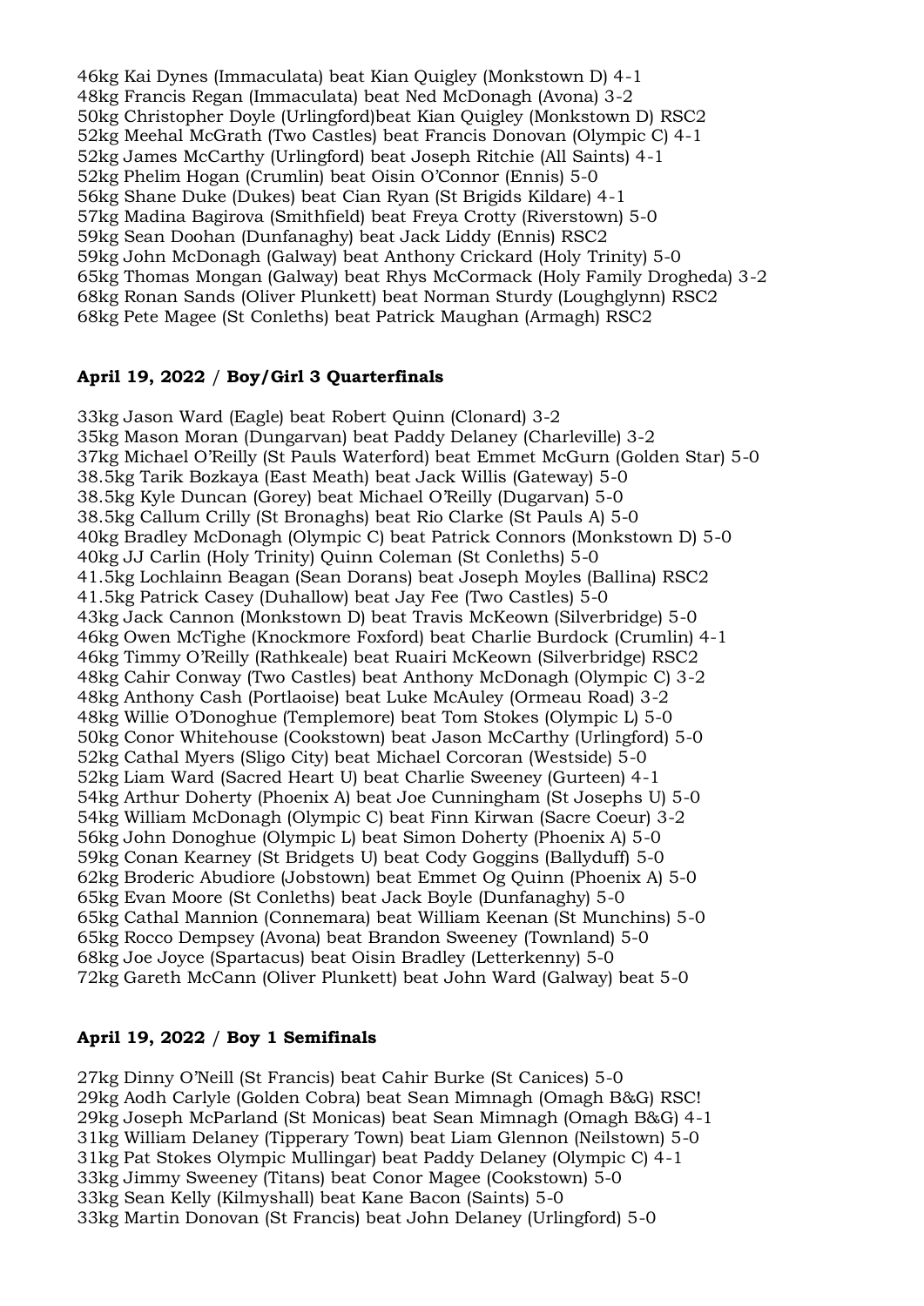46kg Kai Dynes (Immaculata) beat Kian Quigley (Monkstown D) 4-1
48kg Francis Regan (Immaculata) beat Ned McDonagh (Avona) 3-2
50kg Christopher Doyle (Urlingford)beat Kian Quigley (Monkstown D) RSC2
52kg Meehal McGrath (Two Castles) beat Francis Donovan (Olympic C) 4-1
52kg James McCarthy (Urlingford) beat Joseph Ritchie (All Saints) 4-1
52kg Phelim Hogan (Crumlin) beat Oisin O'Connor (Ennis) 5-0
56kg Shane Duke (Dukes) beat Cian Ryan (St Brigids Kildare) 4-1
57kg Madina Bagirova (Smithfield) beat Freya Crotty (Riverstown) 5-0
59kg Sean Doohan (Dunfanaghy) beat Jack Liddy (Ennis) RSC2
59kg John McDonagh (Galway) beat Anthony Crickard (Holy Trinity) 5-0
65kg Thomas Mongan (Galway) beat Rhys McCormack (Holy Family Drogheda) 3-2
68kg Ronan Sands (Oliver Plunkett) beat Norman Sturdy (Loughglynn) RSC2
68kg Pete Magee (St Conleths) beat Patrick Maughan (Armagh) RSC2

**April 19, 2022 / Boy/Girl 3 Quarterfinals**

33kg Jason Ward (Eagle) beat Robert Quinn (Clonard) 3-2
35kg Mason Moran (Dungarvan) beat Paddy Delaney (Charleville) 3-2
37kg Michael O'Reilly (St Pauls Waterford) beat Emmet McGurn (Golden Star) 5-0
38.5kg Tarik Bozkaya (East Meath) beat Jack Willis (Gateway) 5-0
38.5kg Kyle Duncan (Gorey) beat Michael O'Reilly (Dugarvan) 5-0
38.5kg Callum Crilly (St Bronaghs) beat Rio Clarke (St Pauls A) 5-0
40kg Bradley McDonagh (Olympic C) beat Patrick Connors (Monkstown D) 5-0
40kg JJ Carlin (Holy Trinity) Quinn Coleman (St Conleths) 5-0
41.5kg Lochlainn Beagan (Sean Dorans) beat Joseph Moyles (Ballina) RSC2
41.5kg Patrick Casey (Duhallow) beat Jay Fee (Two Castles) 5-0
43kg Jack Cannon (Monkstown D) beat Travis McKeown (Silverbridge) 5-0
46kg Owen McTighe (Knockmore Foxford) beat Charlie Burdock (Crumlin) 4-1
46kg Timmy O'Reilly (Rathkeale) beat Ruairi McKeown (Silverbridge) RSC2
48kg Cahir Conway (Two Castles) beat Anthony McDonagh (Olympic C) 3-2
48kg Anthony Cash (Portlaoise) beat Luke McAuley (Ormeau Road) 3-2
48kg Willie O'Donoghue (Templemore) beat Tom Stokes (Olympic L) 5-0
50kg Conor Whitehouse (Cookstown) beat Jason McCarthy (Urlingford) 5-0
52kg Cathal Myers (Sligo City) beat Michael Corcoran (Westside) 5-0
52kg Liam Ward (Sacred Heart U) beat Charlie Sweeney (Gurteen) 4-1
54kg Arthur Doherty (Phoenix A) beat Joe Cunningham (St Josephs U) 5-0
54kg William McDonagh (Olympic C) beat Finn Kirwan (Sacre Coeur) 3-2
56kg John Donoghue (Olympic L) beat Simon Doherty (Phoenix A) 5-0
59kg Conan Kearney (St Bridgets U) beat Cody Goggins (Ballyduff) 5-0
62kg Broderic Abudiore (Jobstown) beat Emmet Og Quinn (Phoenix A) 5-0
65kg Evan Moore (St Conleths) beat Jack Boyle (Dunfanaghy) 5-0
65kg Cathal Mannion (Connemara) beat William Keenan (St Munchins) 5-0
65kg Rocco Dempsey (Avona) beat Brandon Sweeney (Townland) 5-0
68kg Joe Joyce (Spartacus) beat Oisin Bradley (Letterkenny) 5-0
72kg Gareth McCann (Oliver Plunkett) beat John Ward (Galway) beat 5-0

**April 19, 2022 / Boy 1 Semifinals**

27kg Dinny O'Neill (St Francis) beat Cahir Burke (St Canices) 5-0
29kg Aodh Carlyle (Golden Cobra) beat Sean Mimnagh (Omagh B&G) RSC!
29kg Joseph McParland (St Monicas) beat Sean Mimnagh (Omagh B&G) 4-1
31kg William Delaney (Tipperary Town) beat Liam Glennon (Neilstown) 5-0
31kg Pat Stokes Olympic Mullingar) beat Paddy Delaney (Olympic C) 4-1
33kg Jimmy Sweeney (Titans) beat Conor Magee (Cookstown) 5-0
33kg Sean Kelly (Kilmyshall) beat Kane Bacon (Saints) 5-0
33kg Martin Donovan (St Francis) beat John Delaney (Urlingford) 5-0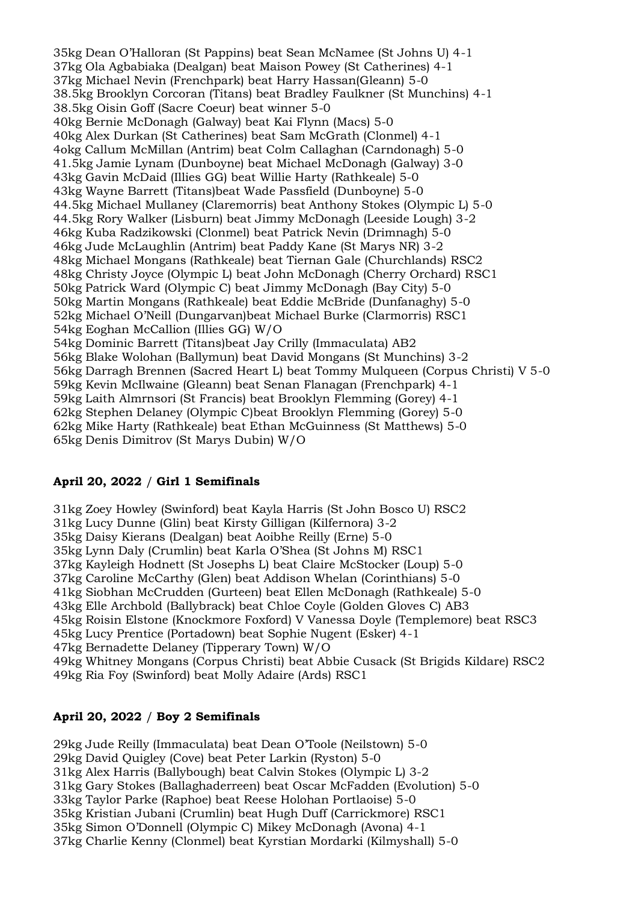35kg Dean O'Halloran (St Pappins) beat Sean McNamee (St Johns U) 4-1
37kg Ola Agbabiaka (Dealgan) beat Maison Powey (St Catherines) 4-1
37kg Michael Nevin (Frenchpark) beat Harry Hassan(Gleann) 5-0
38.5kg Brooklyn Corcoran (Titans) beat Bradley Faulkner (St Munchins) 4-1
38.5kg Oisin Goff (Sacre Coeur) beat winner 5-0
40kg Bernie McDonagh (Galway) beat Kai Flynn (Macs) 5-0
40kg Alex Durkan (St Catherines) beat Sam McGrath (Clonmel) 4-1
4okg Callum McMillan (Antrim) beat Colm Callaghan (Carndonagh) 5-0
41.5kg Jamie Lynam (Dunboyne) beat Michael McDonagh (Galway) 3-0
43kg Gavin McDaid (Illies GG) beat Willie Harty (Rathkeale) 5-0
43kg Wayne Barrett (Titans)beat Wade Passfield (Dunboyne) 5-0
44.5kg Michael Mullaney (Claremorris) beat Anthony Stokes (Olympic L) 5-0
44.5kg Rory Walker (Lisburn) beat Jimmy McDonagh (Leeside Lough) 3-2
46kg Kuba Radzikowski (Clonmel) beat Patrick Nevin (Drimnagh) 5-0
46kg Jude McLaughlin (Antrim) beat Paddy Kane (St Marys NR) 3-2
48kg Michael Mongans (Rathkeale) beat Tiernan Gale (Churchlands) RSC2
48kg Christy Joyce (Olympic L) beat John McDonagh (Cherry Orchard) RSC1
50kg Patrick Ward (Olympic C) beat Jimmy McDonagh (Bay City) 5-0
50kg Martin Mongans (Rathkeale) beat Eddie McBride (Dunfanaghy) 5-0
52kg Michael O'Neill (Dungarvan)beat Michael Burke (Clarmorris) RSC1
54kg Eoghan McCallion (Illies GG) W/O
54kg Dominic Barrett (Titans)beat Jay Crilly (Immaculata) AB2
56kg Blake Wolohan (Ballymun) beat David Mongans (St Munchins) 3-2
56kg Darragh Brennen (Sacred Heart L) beat Tommy Mulqueen (Corpus Christi) V 5-0
59kg Kevin McIlwaine (Gleann) beat Senan Flanagan (Frenchpark) 4-1
59kg Laith Almrnsori (St Francis) beat Brooklyn Flemming (Gorey) 4-1
62kg Stephen Delaney (Olympic C)beat Brooklyn Flemming (Gorey) 5-0
62kg Mike Harty (Rathkeale) beat Ethan McGuinness (St Matthews) 5-0
65kg Denis Dimitrov (St Marys Dubin) W/O

**April 20, 2022 / Girl 1 Semifinals**

31kg Zoey Howley (Swinford) beat Kayla Harris (St John Bosco U) RSC2
31kg Lucy Dunne (Glin) beat Kirsty Gilligan (Kilfernora) 3-2
35kg Daisy Kierans (Dealgan) beat Aoibhe Reilly (Erne) 5-0
35kg Lynn Daly (Crumlin) beat Karla O'Shea (St Johns M) RSC1
37kg Kayleigh Hodnett (St Josephs L) beat Claire McStocker (Loup) 5-0
37kg Caroline McCarthy (Glen) beat Addison Whelan (Corinthians) 5-0
41kg Siobhan McCrudden (Gurteen) beat Ellen McDonagh (Rathkeale) 5-0
43kg Elle Archbold (Ballybrack) beat Chloe Coyle (Golden Gloves C) AB3
45kg Roisin Elstone (Knockmore Foxford) V Vanessa Doyle (Templemore) beat RSC3
45kg Lucy Prentice (Portadown) beat Sophie Nugent (Esker) 4-1
47kg Bernadette Delaney (Tipperary Town) W/O
49kg Whitney Mongans (Corpus Christi) beat Abbie Cusack (St Brigids Kildare) RSC2
49kg Ria Foy (Swinford) beat Molly Adaire (Ards) RSC1

**April 20, 2022 / Boy 2 Semifinals**

29kg Jude Reilly (Immaculata) beat Dean O'Toole (Neilstown) 5-0
29kg David Quigley (Cove) beat Peter Larkin (Ryston) 5-0
31kg Alex Harris (Ballybough) beat Calvin Stokes (Olympic L) 3-2
31kg Gary Stokes (Ballaghaderreen) beat Oscar McFadden (Evolution) 5-0
33kg Taylor Parke (Raphoe) beat Reese Holohan Portlaoise) 5-0
35kg Kristian Jubani (Crumlin) beat Hugh Duff (Carrickmore) RSC1
35kg Simon O'Donnell (Olympic C) Mikey McDonagh (Avona) 4-1
37kg Charlie Kenny (Clonmel) beat Kyrstian Mordarki (Kilmyshall) 5-0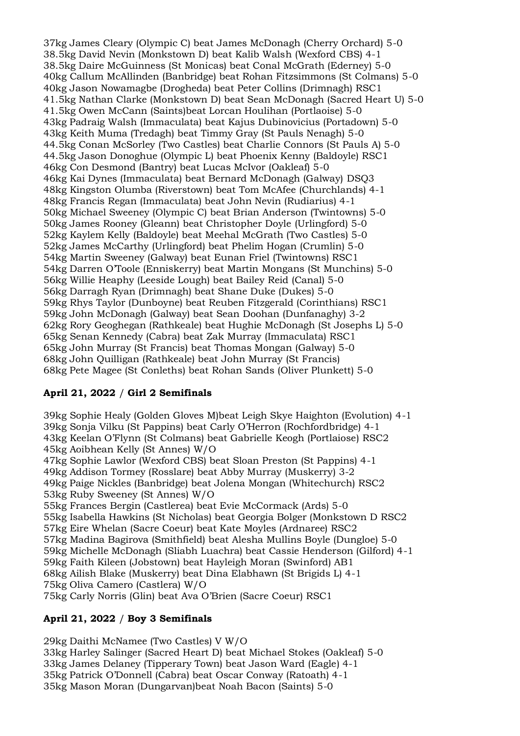37kg James Cleary (Olympic C) beat James McDonagh (Cherry Orchard) 5-0
38.5kg David Nevin (Monkstown D) beat Kalib Walsh (Wexford CBS) 4-1
38.5kg Daire McGuinness (St Monicas) beat Conal McGrath (Ederney) 5-0
40kg Callum McAllinden (Banbridge) beat Rohan Fitzsimmons (St Colmans) 5-0
40kg Jason Nowamagbe (Drogheda) beat Peter Collins (Drimnagh) RSC1
41.5kg Nathan Clarke (Monkstown D) beat Sean McDonagh (Sacred Heart U) 5-0
41.5kg Owen McCann (Saints)beat Lorcan Houlihan (Portlaoise) 5-0
43kg Padraig Walsh (Immaculata) beat Kajus Dubinovicius (Portadown) 5-0
43kg Keith Muma (Tredagh) beat Timmy Gray (St Pauls Nenagh) 5-0
44.5kg Conan McSorley (Two Castles) beat Charlie Connors (St Pauls A) 5-0
44.5kg Jason Donoghue (Olympic L) beat Phoenix Kenny (Baldoyle) RSC1
46kg Con Desmond (Bantry) beat Lucas McIvor (Oakleaf) 5-0
46kg Kai Dynes (Immaculata) beat Bernard McDonagh (Galway) DSQ3
48kg Kingston Olumba (Riverstown) beat Tom McAfee (Churchlands) 4-1
48kg Francis Regan (Immaculata) beat John Nevin (Rudiarius) 4-1
50kg Michael Sweeney (Olympic C) beat Brian Anderson (Twintowns) 5-0
50kg James Rooney (Gleann) beat Christopher Doyle (Urlingford) 5-0
52kg Kaylem Kelly (Baldoyle) beat Meehal McGrath (Two Castles) 5-0
52kg James McCarthy (Urlingford) beat Phelim Hogan (Crumlin) 5-0
54kg Martin Sweeney (Galway) beat Eunan Friel (Twintowns) RSC1
54kg Darren O'Toole (Enniskerry) beat Martin Mongans (St Munchins) 5-0
56kg Willie Heaphy (Leeside Lough) beat Bailey Reid (Canal) 5-0
56kg Darragh Ryan (Drimnagh) beat Shane Duke (Dukes) 5-0
59kg Rhys Taylor (Dunboyne) beat Reuben Fitzgerald (Corinthians) RSC1
59kg John McDonagh (Galway) beat Sean Doohan (Dunfanaghy) 3-2
62kg Rory Geoghegan (Rathkeale) beat Hughie McDonagh (St Josephs L) 5-0
65kg Senan Kennedy (Cabra) beat Zak Murray (Immaculata) RSC1
65kg John Murray (St Francis) beat Thomas Mongan (Galway) 5-0
68kg John Quilligan (Rathkeale) beat John Murray (St Francis)
68kg Pete Magee (St Conleths) beat Rohan Sands (Oliver Plunkett) 5-0

**April 21, 2022 / Girl 2 Semifinals**

39kg Sophie Healy (Golden Gloves M)beat Leigh Skye Haighton (Evolution) 4-1
39kg Sonja Vilku (St Pappins) beat Carly O'Herron (Rochfordbridge) 4-1
43kg Keelan O'Flynn (St Colmans) beat Gabrielle Keogh (Portlaiose) RSC2
45kg Aoibhean Kelly (St Annes) W/O
47kg Sophie Lawlor (Wexford CBS) beat Sloan Preston (St Pappins) 4-1
49kg Addison Tormey (Rosslare) beat Abby Murray (Muskerry) 3-2
49kg Paige Nickles (Banbridge) beat Jolena Mongan (Whitechurch) RSC2
53kg Ruby Sweeney (St Annes) W/O
55kg Frances Bergin (Castlerea) beat Evie McCormack (Ards) 5-0
55kg Isabella Hawkins (St Nicholas) beat Georgia Bolger (Monkstown D RSC2
57kg Eire Whelan (Sacre Coeur) beat Kate Moyles (Ardnaree) RSC2
57kg Madina Bagirova (Smithfield) beat Alesha Mullins Boyle (Dungloe) 5-0
59kg Michelle McDonagh (Sliabh Luachra) beat Cassie Henderson (Gilford) 4-1
59kg Faith Kileen (Jobstown) beat Hayleigh Moran (Swinford) AB1
68kg Ailish Blake (Muskerry) beat Dina Elabhawn (St Brigids L) 4-1
75kg Oliva Camero (Castlera) W/O
75kg Carly Norris (Glin) beat Ava O'Brien (Sacre Coeur) RSC1

**April 21, 2022 / Boy 3 Semifinals**

29kg Daithi McNamee (Two Castles) V W/O
33kg Harley Salinger (Sacred Heart D) beat Michael Stokes (Oakleaf) 5-0
33kg James Delaney (Tipperary Town) beat Jason Ward (Eagle) 4-1
35kg Patrick O'Donnell (Cabra) beat Oscar Conway (Ratoath) 4-1
35kg Mason Moran (Dungarvan)beat Noah Bacon (Saints) 5-0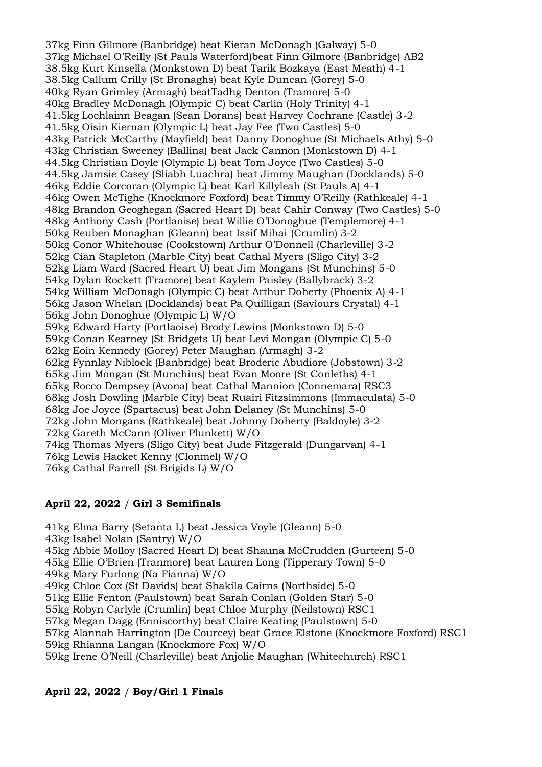37kg Finn Gilmore (Banbridge) beat Kieran McDonagh (Galway) 5-0
37kg Michael O'Reilly (St Pauls Waterford)beat Finn Gilmore (Banbridge) AB2
38.5kg Kurt Kinsella (Monkstown D) beat Tarik Bozkaya (East Meath) 4-1
38.5kg Callum Crilly (St Bronaghs) beat Kyle Duncan (Gorey) 5-0
40kg Ryan Grimley (Armagh) beatTadhg Denton (Tramore) 5-0
40kg Bradley McDonagh (Olympic C) beat Carlin (Holy Trinity) 4-1
41.5kg Lochlainn Beagan (Sean Dorans) beat Harvey Cochrane (Castle) 3-2
41.5kg Oisin Kiernan (Olympic L) beat Jay Fee (Two Castles) 5-0
43kg Patrick McCarthy (Mayfield) beat Danny Donoghue (St Michaels Athy) 5-0
43kg Christian Sweeney (Ballina) beat Jack Cannon (Monkstown D) 4-1
44.5kg Christian Doyle (Olympic L) beat Tom Joyce (Two Castles) 5-0
44.5kg Jamsie Casey (Sliabh Luachra) beat Jimmy Maughan (Docklands) 5-0
46kg Eddie Corcoran (Olympic L) beat Karl Killyleah (St Pauls A) 4-1
46kg Owen McTighe (Knockmore Foxford) beat Timmy O'Reilly (Rathkeale) 4-1
48kg Brandon Geoghegan (Sacred Heart D) beat Cahir Conway (Two Castles) 5-0
48kg Anthony Cash (Portlaoise) beat Willie O'Donoghue (Templemore) 4-1
50kg Reuben Monaghan (Gleann) beat Issif Mihai (Crumlin) 3-2
50kg Conor Whitehouse (Cookstown) Arthur O'Donnell (Charleville) 3-2
52kg Cian Stapleton (Marble City) beat Cathal Myers (Sligo City) 3-2
52kg Liam Ward (Sacred Heart U) beat Jim Mongans (St Munchins) 5-0
54kg Dylan Rockett (Tramore) beat Kaylem Paisley (Ballybrack) 3-2
54kg William McDonagh (Olympic C) beat Arthur Doherty (Phoenix A) 4-1
56kg Jason Whelan (Docklands) beat Pa Quilligan (Saviours Crystal) 4-1
56kg John Donoghue (Olympic L) W/O
59kg Edward Harty (Portlaoise) Brody Lewins (Monkstown D) 5-0
59kg Conan Kearney (St Bridgets U) beat Levi Mongan (Olympic C) 5-0
62kg Eoin Kennedy (Gorey) Peter Maughan (Armagh) 3-2
62kg Fynnlay Niblock (Banbridge) beat Broderic Abudiore (Jobstown) 3-2
65kg Jim Mongan (St Munchins) beat Evan Moore (St Conleths) 4-1
65kg Rocco Dempsey (Avona) beat Cathal Mannion (Connemara) RSC3
68kg Josh Dowling (Marble City) beat Ruairi Fitzsimmons (Immaculata) 5-0
68kg Joe Joyce (Spartacus) beat John Delaney (St Munchins) 5-0
72kg John Mongans (Rathkeale) beat Johnny Doherty (Baldoyle) 3-2
72kg Gareth McCann (Oliver Plunkett) W/O
74kg Thomas Myers (Sligo City) beat Jude Fitzgerald (Dungarvan) 4-1
76kg Lewis Hacket Kenny (Clonmel) W/O
76kg Cathal Farrell (St Brigids L) W/O

**April 22, 2022 / Girl 3 Semifinals**

41kg Elma Barry (Setanta L) beat Jessica Voyle (Gleann) 5-0
43kg Isabel Nolan (Santry) W/O
45kg Abbie Molloy (Sacred Heart D) beat Shauna McCrudden (Gurteen) 5-0
45kg Ellie O'Brien (Tranmore) beat Lauren Long (Tipperary Town) 5-0
49kg Mary Furlong (Na Fianna) W/O
49kg Chloe Cox (St Davids) beat Shakila Cairns (Northside) 5-0
51kg Ellie Fenton (Paulstown) beat Sarah Conlan (Golden Star) 5-0
55kg Robyn Carlyle (Crumlin) beat Chloe Murphy (Neilstown) RSC1
57kg Megan Dagg (Enniscorthy) beat Claire Keating (Paulstown) 5-0
57kg Alannah Harrington (De Courcey) beat Grace Elstone (Knockmore Foxford) RSC1
59kg Rhianna Langan (Knockmore Fox) W/O
59kg Irene O'Neill (Charleville) beat Anjolie Maughan (Whitechurch) RSC1

**April 22, 2022 / Boy/Girl 1 Finals**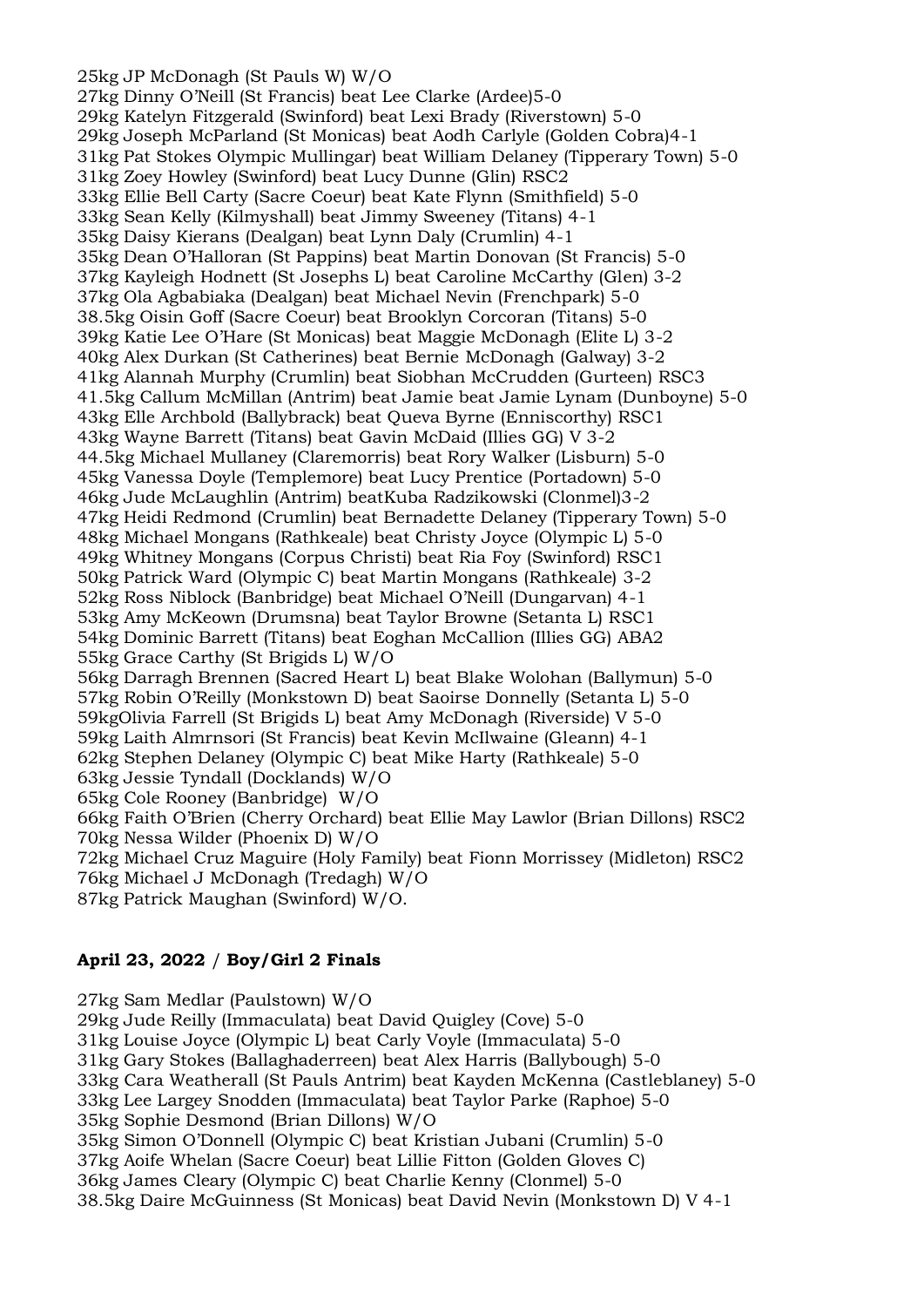25kg JP McDonagh (St Pauls W) W/O
27kg Dinny O'Neill (St Francis) beat Lee Clarke (Ardee)5-0
29kg Katelyn Fitzgerald (Swinford) beat Lexi Brady (Riverstown) 5-0
29kg Joseph McParland (St Monicas) beat Aodh Carlyle (Golden Cobra)4-1
31kg Pat Stokes Olympic Mullingar) beat William Delaney (Tipperary Town) 5-0
31kg Zoey Howley (Swinford) beat Lucy Dunne (Glin) RSC2
33kg Ellie Bell Carty (Sacre Coeur) beat Kate Flynn (Smithfield) 5-0
33kg Sean Kelly (Kilmyshall) beat Jimmy Sweeney (Titans) 4-1
35kg Daisy Kierans (Dealgan) beat Lynn Daly (Crumlin) 4-1
35kg Dean O'Halloran (St Pappins) beat Martin Donovan (St Francis) 5-0
37kg Kayleigh Hodnett (St Josephs L) beat Caroline McCarthy (Glen) 3-2
37kg Ola Agbabiaka (Dealgan) beat Michael Nevin (Frenchpark) 5-0
38.5kg Oisin Goff (Sacre Coeur) beat Brooklyn Corcoran (Titans) 5-0
39kg Katie Lee O'Hare (St Monicas) beat Maggie McDonagh (Elite L) 3-2
40kg Alex Durkan (St Catherines) beat Bernie McDonagh (Galway) 3-2
41kg Alannah Murphy (Crumlin) beat Siobhan McCrudden (Gurteen) RSC3
41.5kg Callum McMillan (Antrim) beat Jamie beat Jamie Lynam (Dunboyne) 5-0
43kg Elle Archbold (Ballybrack) beat Queva Byrne (Enniscorthy) RSC1
43kg Wayne Barrett (Titans) beat Gavin McDaid (Illies GG) V 3-2
44.5kg Michael Mullaney (Claremorris) beat Rory Walker (Lisburn) 5-0
45kg Vanessa Doyle (Templemore) beat Lucy Prentice (Portadown) 5-0
46kg Jude McLaughlin (Antrim) beatKuba Radzikowski (Clonmel)3-2
47kg Heidi Redmond (Crumlin) beat Bernadette Delaney (Tipperary Town) 5-0
48kg Michael Mongans (Rathkeale) beat Christy Joyce (Olympic L) 5-0
49kg Whitney Mongans (Corpus Christi) beat Ria Foy (Swinford) RSC1
50kg Patrick Ward (Olympic C) beat Martin Mongans (Rathkeale) 3-2
52kg Ross Niblock (Banbridge) beat Michael O'Neill (Dungarvan) 4-1
53kg Amy McKeown (Drumsna) beat Taylor Browne (Setanta L) RSC1
54kg Dominic Barrett (Titans) beat Eoghan McCallion (Illies GG) ABA2
55kg Grace Carthy (St Brigids L) W/O
56kg Darragh Brennen (Sacred Heart L) beat Blake Wolohan (Ballymun) 5-0
57kg Robin O'Reilly (Monkstown D) beat Saoirse Donnelly (Setanta L) 5-0
59kgOlivia Farrell (St Brigids L) beat Amy McDonagh (Riverside) V 5-0
59kg Laith Almrnsori (St Francis) beat Kevin McIlwaine (Gleann) 4-1
62kg Stephen Delaney (Olympic C) beat Mike Harty (Rathkeale) 5-0
63kg Jessie Tyndall (Docklands) W/O
65kg Cole Rooney (Banbridge) W/O
66kg Faith O'Brien (Cherry Orchard) beat Ellie May Lawlor (Brian Dillons) RSC2
70kg Nessa Wilder (Phoenix D) W/O
72kg Michael Cruz Maguire (Holy Family) beat Fionn Morrissey (Midleton) RSC2
76kg Michael J McDonagh (Tredagh) W/O
87kg Patrick Maughan (Swinford) W/O.

**April 23, 2022** / **Boy/Girl 2 Finals**

27kg Sam Medlar (Paulstown) W/O
29kg Jude Reilly (Immaculata) beat David Quigley (Cove) 5-0
31kg Louise Joyce (Olympic L) beat Carly Voyle (Immaculata) 5-0
31kg Gary Stokes (Ballaghaderreen) beat Alex Harris (Ballybough) 5-0
33kg Cara Weatherall (St Pauls Antrim) beat Kayden McKenna (Castleblaney) 5-0
33kg Lee Largey Snodden (Immaculata) beat Taylor Parke (Raphoe) 5-0
35kg Sophie Desmond (Brian Dillons) W/O
35kg Simon O'Donnell (Olympic C) beat Kristian Jubani (Crumlin) 5-0
37kg Aoife Whelan (Sacre Coeur) beat Lillie Fitton (Golden Gloves C)
36kg James Cleary (Olympic C) beat Charlie Kenny (Clonmel) 5-0
38.5kg Daire McGuinness (St Monicas) beat David Nevin (Monkstown D) V 4-1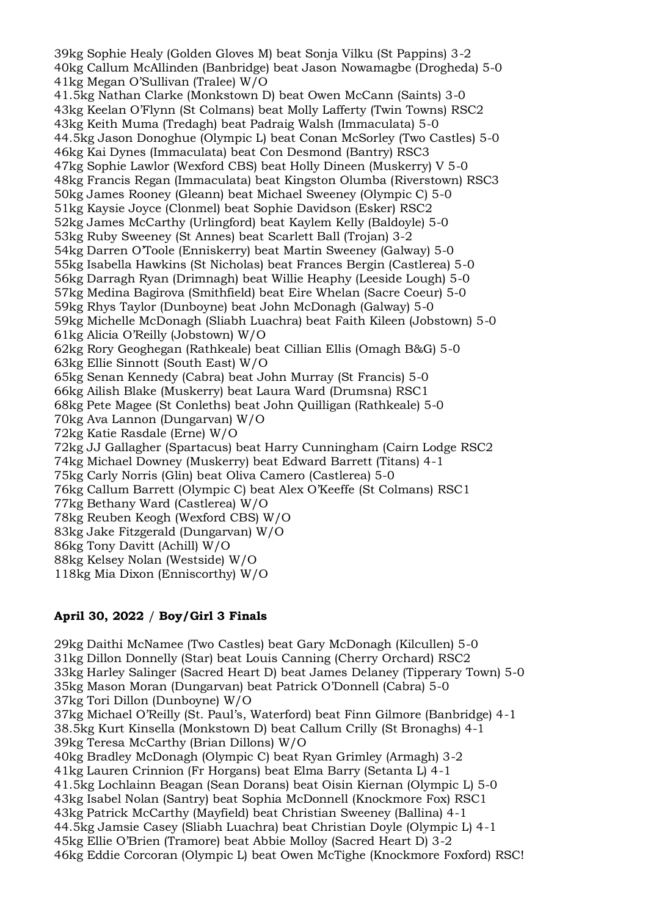39kg Sophie Healy (Golden Gloves M) beat Sonja Vilku (St Pappins) 3-2
40kg Callum McAllinden (Banbridge) beat Jason Nowamagbe (Drogheda) 5-0
41kg Megan O'Sullivan (Tralee) W/O
41.5kg Nathan Clarke (Monkstown D) beat Owen McCann (Saints) 3-0
43kg Keelan O'Flynn (St Colmans) beat Molly Lafferty (Twin Towns) RSC2
43kg Keith Muma (Tredagh) beat Padraig Walsh (Immaculata) 5-0
44.5kg Jason Donoghue (Olympic L) beat Conan McSorley (Two Castles) 5-0
46kg Kai Dynes (Immaculata) beat Con Desmond (Bantry) RSC3
47kg Sophie Lawlor (Wexford CBS) beat Holly Dineen (Muskerry) V 5-0
48kg Francis Regan (Immaculata) beat Kingston Olumba (Riverstown) RSC3
50kg James Rooney (Gleann) beat Michael Sweeney (Olympic C) 5-0
51kg Kaysie Joyce (Clonmel) beat Sophie Davidson (Esker) RSC2
52kg James McCarthy (Urlingford) beat Kaylem Kelly (Baldoyle) 5-0
53kg Ruby Sweeney (St Annes) beat Scarlett Ball (Trojan) 3-2
54kg Darren O'Toole (Enniskerry) beat Martin Sweeney (Galway) 5-0
55kg Isabella Hawkins (St Nicholas) beat Frances Bergin (Castlerea) 5-0
56kg Darragh Ryan (Drimnagh) beat Willie Heaphy (Leeside Lough) 5-0
57kg Medina Bagirova (Smithfield) beat Eire Whelan (Sacre Coeur) 5-0
59kg Rhys Taylor (Dunboyne) beat John McDonagh (Galway) 5-0
59kg Michelle McDonagh (Sliabh Luachra) beat Faith Kileen (Jobstown) 5-0
61kg Alicia O'Reilly (Jobstown) W/O
62kg Rory Geoghegan (Rathkeale) beat Cillian Ellis (Omagh B&G) 5-0
63kg Ellie Sinnott (South East) W/O
65kg Senan Kennedy (Cabra) beat John Murray (St Francis) 5-0
66kg Ailish Blake (Muskerry) beat Laura Ward (Drumsna) RSC1
68kg Pete Magee (St Conleths) beat John Quilligan (Rathkeale) 5-0
70kg Ava Lannon (Dungarvan) W/O
72kg Katie Rasdale (Erne) W/O
72kg JJ Gallagher (Spartacus) beat Harry Cunningham (Cairn Lodge RSC2
74kg Michael Downey (Muskerry) beat Edward Barrett (Titans) 4-1
75kg Carly Norris (Glin) beat Oliva Camero (Castlerea) 5-0
76kg Callum Barrett (Olympic C) beat Alex O'Keeffe (St Colmans) RSC1
77kg Bethany Ward (Castlerea) W/O
78kg Reuben Keogh (Wexford CBS) W/O
83kg Jake Fitzgerald (Dungarvan) W/O
86kg Tony Davitt (Achill) W/O
88kg Kelsey Nolan (Westside) W/O
118kg Mia Dixon (Enniscorthy) W/O

**April 30, 2022 / Boy/Girl 3 Finals**

29kg Daithi McNamee (Two Castles) beat Gary McDonagh (Kilcullen) 5-0
31kg Dillon Donnelly (Star) beat Louis Canning (Cherry Orchard) RSC2
33kg Harley Salinger (Sacred Heart D) beat James Delaney (Tipperary Town) 5-0
35kg Mason Moran (Dungarvan) beat Patrick O'Donnell (Cabra) 5-0
37kg Tori Dillon (Dunboyne) W/O
37kg Michael O'Reilly (St. Paul's, Waterford) beat Finn Gilmore (Banbridge) 4-1
38.5kg Kurt Kinsella (Monkstown D) beat Callum Crilly (St Bronaghs) 4-1
39kg Teresa McCarthy (Brian Dillons) W/O
40kg Bradley McDonagh (Olympic C) beat Ryan Grimley (Armagh) 3-2
41kg Lauren Crinnion (Fr Horgans) beat Elma Barry (Setanta L) 4-1
41.5kg Lochlainn Beagan (Sean Dorans) beat Oisin Kiernan (Olympic L) 5-0
43kg Isabel Nolan (Santry) beat Sophia McDonnell (Knockmore Fox) RSC1
43kg Patrick McCarthy (Mayfield) beat Christian Sweeney (Ballina) 4-1
44.5kg Jamsie Casey (Sliabh Luachra) beat Christian Doyle (Olympic L) 4-1
45kg Ellie O'Brien (Tramore) beat Abbie Molloy (Sacred Heart D) 3-2
46kg Eddie Corcoran (Olympic L) beat Owen McTighe (Knockmore Foxford) RSC!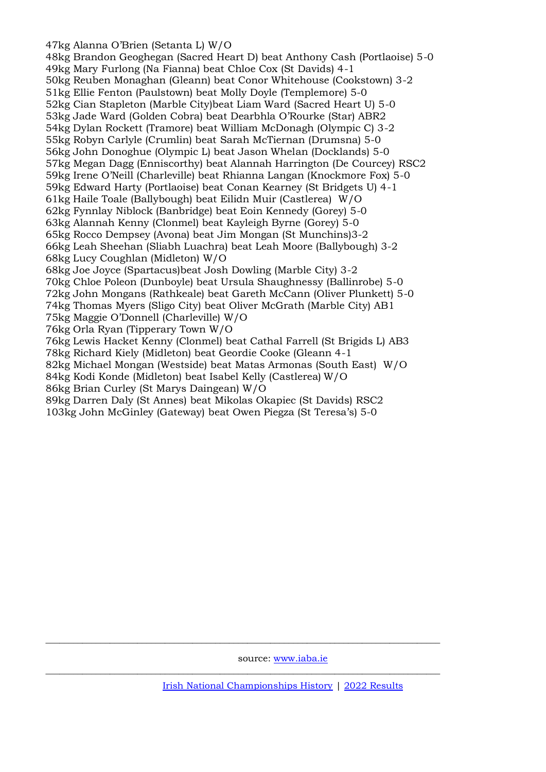47kg Alanna O'Brien (Setanta L) W/O
48kg Brandon Geoghegan (Sacred Heart D) beat Anthony Cash (Portlaoise) 5-0
49kg Mary Furlong (Na Fianna) beat Chloe Cox (St Davids) 4-1
50kg Reuben Monaghan (Gleann) beat Conor Whitehouse (Cookstown) 3-2
51kg Ellie Fenton (Paulstown) beat Molly Doyle (Templemore) 5-0
52kg Cian Stapleton (Marble City)beat Liam Ward (Sacred Heart U) 5-0
53kg Jade Ward (Golden Cobra) beat Dearbhla O'Rourke (Star) ABR2
54kg Dylan Rockett (Tramore) beat William McDonagh (Olympic C) 3-2
55kg Robyn Carlyle (Crumlin) beat Sarah McTiernan (Drumsna) 5-0
56kg John Donoghue (Olympic L) beat Jason Whelan (Docklands) 5-0
57kg Megan Dagg (Enniscorthy) beat Alannah Harrington (De Courcey) RSC2
59kg Irene O'Neill (Charleville) beat Rhianna Langan (Knockmore Fox) 5-0
59kg Edward Harty (Portlaoise) beat Conan Kearney (St Bridgets U) 4-1
61kg Haile Toale (Ballybough) beat Eilidn Muir (Castlerea) W/O
62kg Fynnlay Niblock (Banbridge) beat Eoin Kennedy (Gorey) 5-0
63kg Alannah Kenny (Clonmel) beat Kayleigh Byrne (Gorey) 5-0
65kg Rocco Dempsey (Avona) beat Jim Mongan (St Munchins)3-2
66kg Leah Sheehan (Sliabh Luachra) beat Leah Moore (Ballybough) 3-2
68kg Lucy Coughlan (Midleton) W/O
68kg Joe Joyce (Spartacus)beat Josh Dowling (Marble City) 3-2
70kg Chloe Poleon (Dunboyle) beat Ursula Shaughnessy (Ballinrobe) 5-0
72kg John Mongans (Rathkeale) beat Gareth McCann (Oliver Plunkett) 5-0
74kg Thomas Myers (Sligo City) beat Oliver McGrath (Marble City) AB1
75kg Maggie O'Donnell (Charleville) W/O
76kg Orla Ryan (Tipperary Town W/O
76kg Lewis Hacket Kenny (Clonmel) beat Cathal Farrell (St Brigids L) AB3
78kg Richard Kiely (Midleton) beat Geordie Cooke (Gleann 4-1
82kg Michael Mongan (Westside) beat Matas Armonas (South East) W/O
84kg Kodi Konde (Midleton) beat Isabel Kelly (Castlerea) W/O
86kg Brian Curley (St Marys Daingean) W/O
89kg Darren Daly (St Annes) beat Mikolas Okapiec (St Davids) RSC2
103kg John McGinley (Gateway) beat Owen Piegza (St Teresa's) 5-0

---

source: [www.iaba.ie](www.iaba.ie)

---

[Irish National Championships History](#) | [2022 Results](#)